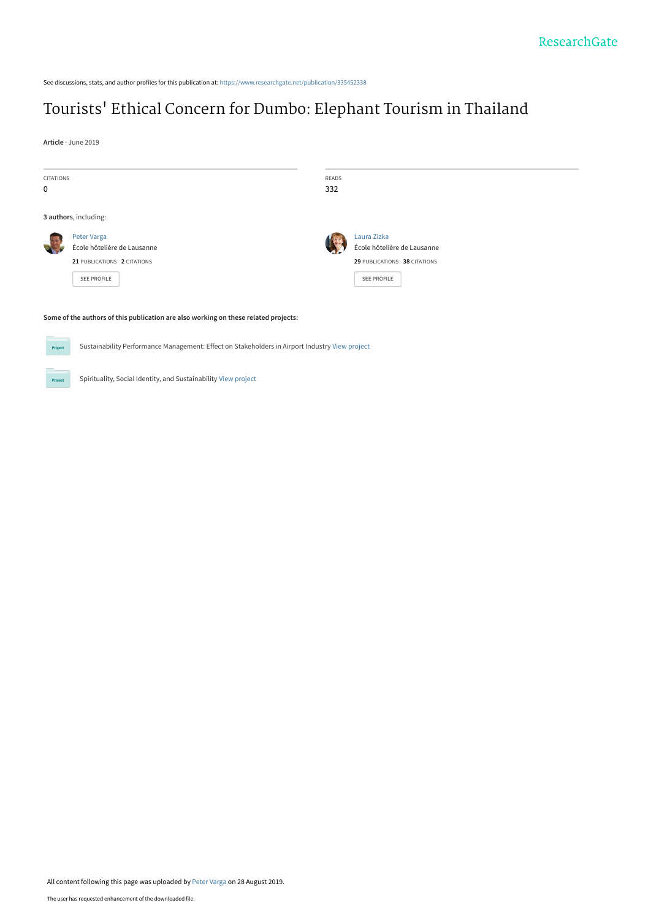ResearchGate

See discussions, stats, and author profiles for this publication at: https://www.researchgate.net/publication/335452338

# Tourists' Ethical Concern for Dumbo: Elephant Tourism in Thailand

**Article** · June 2019

| CITATIONS | READS |
| --- | --- |
| 0 | 332 |

**3 authors**, including:

Peter Varga
École hôtelière de Lausanne
**21** PUBLICATIONS **2** CITATIONS
SEE PROFILE

Laura Zizka
École hôtelière de Lausanne
**29** PUBLICATIONS **38** CITATIONS
SEE PROFILE

**Some of the authors of this publication are also working on these related projects:**

Project: Sustainability Performance Management: Effect on Stakeholders in Airport Industry View project

Project: Spirituality, Social Identity, and Sustainability View project

All content following this page was uploaded by Peter Varga on 28 August 2019.

The user has requested enhancement of the downloaded file.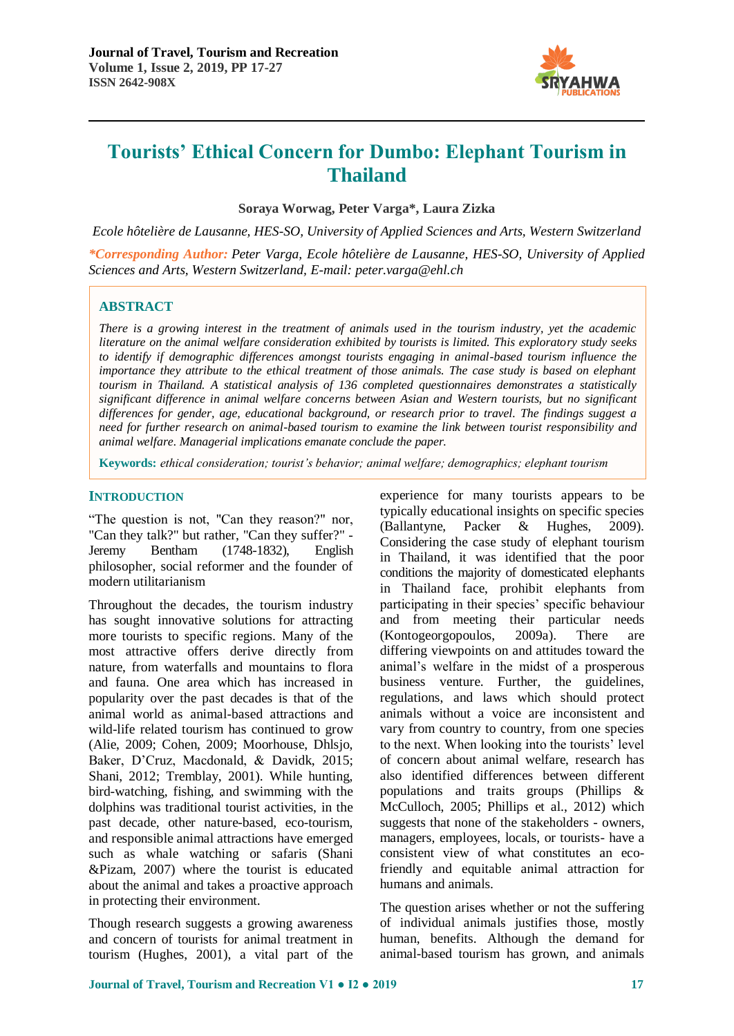# Tourists' Ethical Concern for Dumbo: Elephant Tourism in Thailand

**Soraya Worwag, Peter Varga*, Laura Zizka**

*Ecole hôtelière de Lausanne, HES-SO, University of Applied Sciences and Arts, Western Switzerland*

***Corresponding Author:** Peter Varga, Ecole hôtelière de Lausanne, HES-SO, University of Applied Sciences and Arts, Western Switzerland, E-mail: peter.varga@ehl.ch*

## ABSTRACT

*There is a growing interest in the treatment of animals used in the tourism industry, yet the academic literature on the animal welfare consideration exhibited by tourists is limited. This exploratory study seeks to identify if demographic differences amongst tourists engaging in animal-based tourism influence the importance they attribute to the ethical treatment of those animals. The case study is based on elephant tourism in Thailand. A statistical analysis of 136 completed questionnaires demonstrates a statistically significant difference in animal welfare concerns between Asian and Western tourists, but no significant differences for gender, age, educational background, or research prior to travel. The findings suggest a need for further research on animal-based tourism to examine the link between tourist responsibility and animal welfare. Managerial implications emanate conclude the paper.*

**Keywords:** *ethical consideration; tourist's behavior; animal welfare; demographics; elephant tourism*

## INTRODUCTION

"The question is not, "Can they reason?" nor, "Can they talk?" but rather, "Can they suffer?" - Jeremy Bentham (1748-1832), English philosopher, social reformer and the founder of modern utilitarianism

Throughout the decades, the tourism industry has sought innovative solutions for attracting more tourists to specific regions. Many of the most attractive offers derive directly from nature, from waterfalls and mountains to flora and fauna. One area which has increased in popularity over the past decades is that of the animal world as animal-based attractions and wild-life related tourism has continued to grow (Alie, 2009; Cohen, 2009; Moorhouse, Dhlsjo, Baker, D'Cruz, Macdonald, & Davidk, 2015; Shani, 2012; Tremblay, 2001). While hunting, bird-watching, fishing, and swimming with the dolphins was traditional tourist activities, in the past decade, other nature-based, eco-tourism, and responsible animal attractions have emerged such as whale watching or safaris (Shani &Pizam, 2007) where the tourist is educated about the animal and takes a proactive approach in protecting their environment.

Though research suggests a growing awareness and concern of tourists for animal treatment in tourism (Hughes, 2001), a vital part of the experience for many tourists appears to be typically educational insights on specific species (Ballantyne, Packer & Hughes, 2009). Considering the case study of elephant tourism in Thailand, it was identified that the poor conditions the majority of domesticated elephants in Thailand face, prohibit elephants from participating in their species' specific behaviour and from meeting their particular needs (Kontogeorgopoulos, 2009a). There are differing viewpoints on and attitudes toward the animal's welfare in the midst of a prosperous business venture. Further, the guidelines, regulations, and laws which should protect animals without a voice are inconsistent and vary from country to country, from one species to the next. When looking into the tourists' level of concern about animal welfare, research has also identified differences between different populations and traits groups (Phillips & McCulloch, 2005; Phillips et al., 2012) which suggests that none of the stakeholders - owners, managers, employees, locals, or tourists- have a consistent view of what constitutes an eco-friendly and equitable animal attraction for humans and animals.

The question arises whether or not the suffering of individual animals justifies those, mostly human, benefits. Although the demand for animal-based tourism has grown, and animals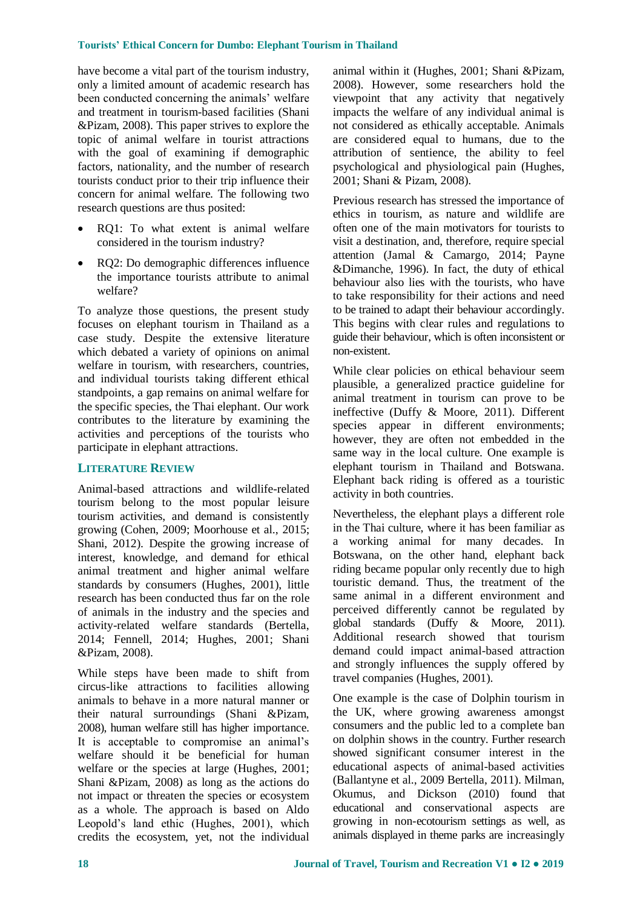have become a vital part of the tourism industry, only a limited amount of academic research has been conducted concerning the animals' welfare and treatment in tourism-based facilities (Shani &Pizam, 2008). This paper strives to explore the topic of animal welfare in tourist attractions with the goal of examining if demographic factors, nationality, and the number of research tourists conduct prior to their trip influence their concern for animal welfare. The following two research questions are thus posited:

- RQ1: To what extent is animal welfare considered in the tourism industry?
- RQ2: Do demographic differences influence the importance tourists attribute to animal welfare?

To analyze those questions, the present study focuses on elephant tourism in Thailand as a case study. Despite the extensive literature which debated a variety of opinions on animal welfare in tourism, with researchers, countries, and individual tourists taking different ethical standpoints, a gap remains on animal welfare for the specific species, the Thai elephant. Our work contributes to the literature by examining the activities and perceptions of the tourists who participate in elephant attractions.

## LITERATURE REVIEW

Animal-based attractions and wildlife-related tourism belong to the most popular leisure tourism activities, and demand is consistently growing (Cohen, 2009; Moorhouse et al., 2015; Shani, 2012). Despite the growing increase of interest, knowledge, and demand for ethical animal treatment and higher animal welfare standards by consumers (Hughes, 2001), little research has been conducted thus far on the role of animals in the industry and the species and activity-related welfare standards (Bertella, 2014; Fennell, 2014; Hughes, 2001; Shani &Pizam, 2008).

While steps have been made to shift from circus-like attractions to facilities allowing animals to behave in a more natural manner or their natural surroundings (Shani &Pizam, 2008), human welfare still has higher importance. It is acceptable to compromise an animal's welfare should it be beneficial for human welfare or the species at large (Hughes, 2001; Shani &Pizam, 2008) as long as the actions do not impact or threaten the species or ecosystem as a whole. The approach is based on Aldo Leopold's land ethic (Hughes, 2001), which credits the ecosystem, yet, not the individual animal within it (Hughes, 2001; Shani &Pizam, 2008). However, some researchers hold the viewpoint that any activity that negatively impacts the welfare of any individual animal is not considered as ethically acceptable. Animals are considered equal to humans, due to the attribution of sentience, the ability to feel psychological and physiological pain (Hughes, 2001; Shani & Pizam, 2008).

Previous research has stressed the importance of ethics in tourism, as nature and wildlife are often one of the main motivators for tourists to visit a destination, and, therefore, require special attention (Jamal & Camargo, 2014; Payne &Dimanche, 1996). In fact, the duty of ethical behaviour also lies with the tourists, who have to take responsibility for their actions and need to be trained to adapt their behaviour accordingly. This begins with clear rules and regulations to guide their behaviour, which is often inconsistent or non-existent.

While clear policies on ethical behaviour seem plausible, a generalized practice guideline for animal treatment in tourism can prove to be ineffective (Duffy & Moore, 2011). Different species appear in different environments; however, they are often not embedded in the same way in the local culture. One example is elephant tourism in Thailand and Botswana. Elephant back riding is offered as a touristic activity in both countries.

Nevertheless, the elephant plays a different role in the Thai culture, where it has been familiar as a working animal for many decades. In Botswana, on the other hand, elephant back riding became popular only recently due to high touristic demand. Thus, the treatment of the same animal in a different environment and perceived differently cannot be regulated by global standards (Duffy & Moore, 2011). Additional research showed that tourism demand could impact animal-based attraction and strongly influences the supply offered by travel companies (Hughes, 2001).

One example is the case of Dolphin tourism in the UK, where growing awareness amongst consumers and the public led to a complete ban on dolphin shows in the country. Further research showed significant consumer interest in the educational aspects of animal-based activities (Ballantyne et al., 2009 Bertella, 2011). Milman, Okumus, and Dickson (2010) found that educational and conservational aspects are growing in non-ecotourism settings as well, as animals displayed in theme parks are increasingly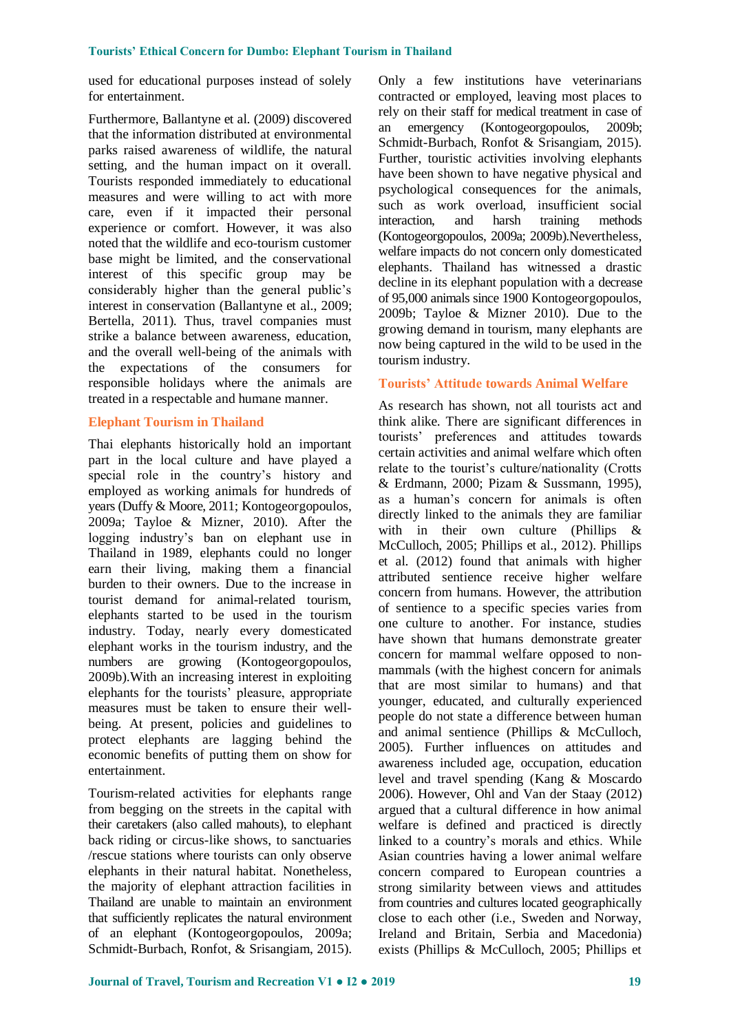used for educational purposes instead of solely for entertainment.

Furthermore, Ballantyne et al. (2009) discovered that the information distributed at environmental parks raised awareness of wildlife, the natural setting, and the human impact on it overall. Tourists responded immediately to educational measures and were willing to act with more care, even if it impacted their personal experience or comfort. However, it was also noted that the wildlife and eco-tourism customer base might be limited, and the conservational interest of this specific group may be considerably higher than the general public's interest in conservation (Ballantyne et al., 2009; Bertella, 2011). Thus, travel companies must strike a balance between awareness, education, and the overall well-being of the animals with the expectations of the consumers for responsible holidays where the animals are treated in a respectable and humane manner.

## Elephant Tourism in Thailand

Thai elephants historically hold an important part in the local culture and have played a special role in the country's history and employed as working animals for hundreds of years (Duffy & Moore, 2011; Kontogeorgopoulos, 2009a; Tayloe & Mizner, 2010). After the logging industry's ban on elephant use in Thailand in 1989, elephants could no longer earn their living, making them a financial burden to their owners. Due to the increase in tourist demand for animal-related tourism, elephants started to be used in the tourism industry. Today, nearly every domesticated elephant works in the tourism industry, and the numbers are growing (Kontogeorgopoulos, 2009b).With an increasing interest in exploiting elephants for the tourists' pleasure, appropriate measures must be taken to ensure their well-being. At present, policies and guidelines to protect elephants are lagging behind the economic benefits of putting them on show for entertainment.

Tourism-related activities for elephants range from begging on the streets in the capital with their caretakers (also called mahouts), to elephant back riding or circus-like shows, to sanctuaries /rescue stations where tourists can only observe elephants in their natural habitat. Nonetheless, the majority of elephant attraction facilities in Thailand are unable to maintain an environment that sufficiently replicates the natural environment of an elephant (Kontogeorgopoulos, 2009a; Schmidt-Burbach, Ronfot, & Srisangiam, 2015). Only a few institutions have veterinarians contracted or employed, leaving most places to rely on their staff for medical treatment in case of an emergency (Kontogeorgopoulos, 2009b; Schmidt-Burbach, Ronfot & Srisangiam, 2015). Further, touristic activities involving elephants have been shown to have negative physical and psychological consequences for the animals, such as work overload, insufficient social interaction, and harsh training methods (Kontogeorgopoulos, 2009a; 2009b).Nevertheless, welfare impacts do not concern only domesticated elephants. Thailand has witnessed a drastic decline in its elephant population with a decrease of 95,000 animals since 1900 Kontogeorgopoulos, 2009b; Tayloe & Mizner 2010). Due to the growing demand in tourism, many elephants are now being captured in the wild to be used in the tourism industry.

## Tourists' Attitude towards Animal Welfare

As research has shown, not all tourists act and think alike. There are significant differences in tourists' preferences and attitudes towards certain activities and animal welfare which often relate to the tourist's culture/nationality (Crotts & Erdmann, 2000; Pizam & Sussmann, 1995), as a human's concern for animals is often directly linked to the animals they are familiar with in their own culture (Phillips & McCulloch, 2005; Phillips et al., 2012). Phillips et al. (2012) found that animals with higher attributed sentience receive higher welfare concern from humans. However, the attribution of sentience to a specific species varies from one culture to another. For instance, studies have shown that humans demonstrate greater concern for mammal welfare opposed to non-mammals (with the highest concern for animals that are most similar to humans) and that younger, educated, and culturally experienced people do not state a difference between human and animal sentience (Phillips & McCulloch, 2005). Further influences on attitudes and awareness included age, occupation, education level and travel spending (Kang & Moscardo 2006). However, Ohl and Van der Staay (2012) argued that a cultural difference in how animal welfare is defined and practiced is directly linked to a country's morals and ethics. While Asian countries having a lower animal welfare concern compared to European countries a strong similarity between views and attitudes from countries and cultures located geographically close to each other (i.e., Sweden and Norway, Ireland and Britain, Serbia and Macedonia) exists (Phillips & McCulloch, 2005; Phillips et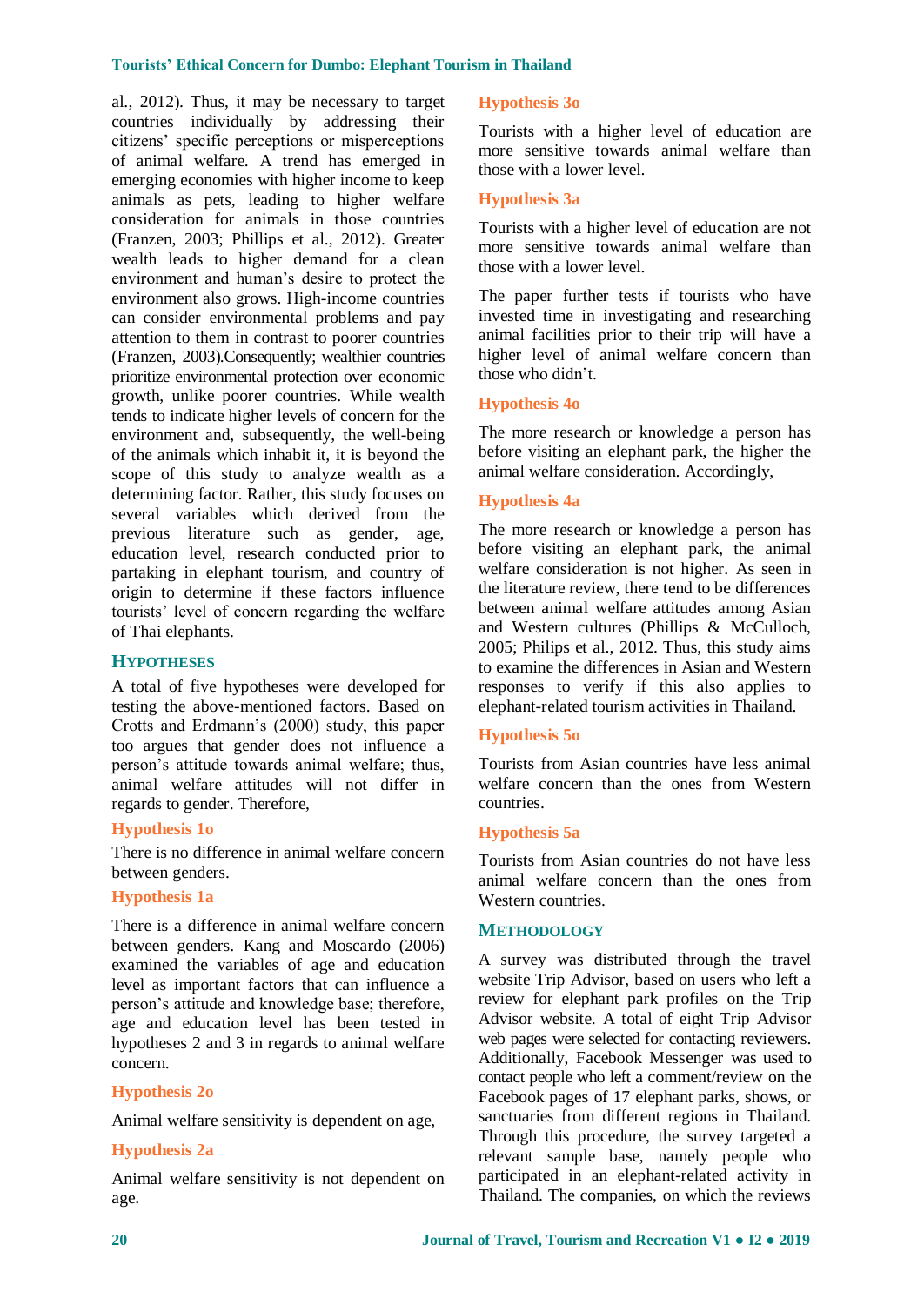al., 2012). Thus, it may be necessary to target countries individually by addressing their citizens' specific perceptions or misperceptions of animal welfare. A trend has emerged in emerging economies with higher income to keep animals as pets, leading to higher welfare consideration for animals in those countries (Franzen, 2003; Phillips et al., 2012). Greater wealth leads to higher demand for a clean environment and human's desire to protect the environment also grows. High-income countries can consider environmental problems and pay attention to them in contrast to poorer countries (Franzen, 2003).Consequently; wealthier countries prioritize environmental protection over economic growth, unlike poorer countries. While wealth tends to indicate higher levels of concern for the environment and, subsequently, the well-being of the animals which inhabit it, it is beyond the scope of this study to analyze wealth as a determining factor. Rather, this study focuses on several variables which derived from the previous literature such as gender, age, education level, research conducted prior to partaking in elephant tourism, and country of origin to determine if these factors influence tourists' level of concern regarding the welfare of Thai elephants.

## Hypotheses

A total of five hypotheses were developed for testing the above-mentioned factors. Based on Crotts and Erdmann's (2000) study, this paper too argues that gender does not influence a person's attitude towards animal welfare; thus, animal welfare attitudes will not differ in regards to gender. Therefore,

### Hypothesis 1o

There is no difference in animal welfare concern between genders.

### Hypothesis 1a

There is a difference in animal welfare concern between genders. Kang and Moscardo (2006) examined the variables of age and education level as important factors that can influence a person's attitude and knowledge base; therefore, age and education level has been tested in hypotheses 2 and 3 in regards to animal welfare concern.

### Hypothesis 2o

Animal welfare sensitivity is dependent on age,

### Hypothesis 2a

Animal welfare sensitivity is not dependent on age.

### Hypothesis 3o

Tourists with a higher level of education are more sensitive towards animal welfare than those with a lower level.

### Hypothesis 3a

Tourists with a higher level of education are not more sensitive towards animal welfare than those with a lower level.

The paper further tests if tourists who have invested time in investigating and researching animal facilities prior to their trip will have a higher level of animal welfare concern than those who didn't.

### Hypothesis 4o

The more research or knowledge a person has before visiting an elephant park, the higher the animal welfare consideration. Accordingly,

### Hypothesis 4a

The more research or knowledge a person has before visiting an elephant park, the animal welfare consideration is not higher. As seen in the literature review, there tend to be differences between animal welfare attitudes among Asian and Western cultures (Phillips & McCulloch, 2005; Philips et al., 2012. Thus, this study aims to examine the differences in Asian and Western responses to verify if this also applies to elephant-related tourism activities in Thailand.

### Hypothesis 5o

Tourists from Asian countries have less animal welfare concern than the ones from Western countries.

### Hypothesis 5a

Tourists from Asian countries do not have less animal welfare concern than the ones from Western countries.

## Methodology

A survey was distributed through the travel website Trip Advisor, based on users who left a review for elephant park profiles on the Trip Advisor website. A total of eight Trip Advisor web pages were selected for contacting reviewers. Additionally, Facebook Messenger was used to contact people who left a comment/review on the Facebook pages of 17 elephant parks, shows, or sanctuaries from different regions in Thailand. Through this procedure, the survey targeted a relevant sample base, namely people who participated in an elephant-related activity in Thailand. The companies, on which the reviews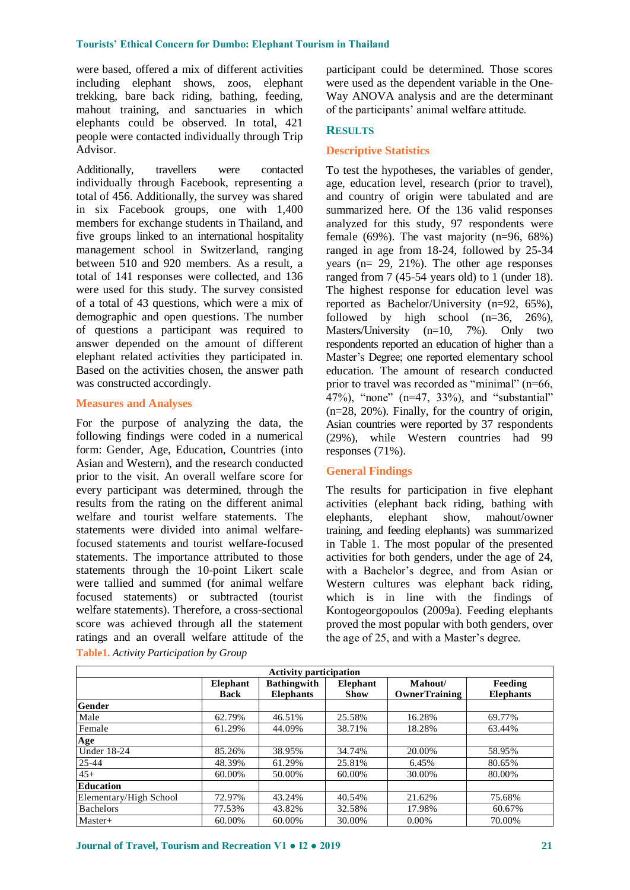were based, offered a mix of different activities including elephant shows, zoos, elephant trekking, bare back riding, bathing, feeding, mahout training, and sanctuaries in which elephants could be observed. In total, 421 people were contacted individually through Trip Advisor.

Additionally, travellers were contacted individually through Facebook, representing a total of 456. Additionally, the survey was shared in six Facebook groups, one with 1,400 members for exchange students in Thailand, and five groups linked to an international hospitality management school in Switzerland, ranging between 510 and 920 members. As a result, a total of 141 responses were collected, and 136 were used for this study. The survey consisted of a total of 43 questions, which were a mix of demographic and open questions. The number of questions a participant was required to answer depended on the amount of different elephant related activities they participated in. Based on the activities chosen, the answer path was constructed accordingly.

### Measures and Analyses

For the purpose of analyzing the data, the following findings were coded in a numerical form: Gender, Age, Education, Countries (into Asian and Western), and the research conducted prior to the visit. An overall welfare score for every participant was determined, through the results from the rating on the different animal welfare and tourist welfare statements. The statements were divided into animal welfare-focused statements and tourist welfare-focused statements. The importance attributed to those statements through the 10-point Likert scale were tallied and summed (for animal welfare focused statements) or subtracted (tourist welfare statements). Therefore, a cross-sectional score was achieved through all the statement ratings and an overall welfare attitude of the participant could be determined. Those scores were used as the dependent variable in the One-Way ANOVA analysis and are the determinant of the participants' animal welfare attitude.

## RESULTS

### Descriptive Statistics

To test the hypotheses, the variables of gender, age, education level, research (prior to travel), and country of origin were tabulated and are summarized here. Of the 136 valid responses analyzed for this study, 97 respondents were female (69%). The vast majority (n=96, 68%) ranged in age from 18-24, followed by 25-34 years (n= 29, 21%). The other age responses ranged from 7 (45-54 years old) to 1 (under 18). The highest response for education level was reported as Bachelor/University (n=92, 65%), followed by high school (n=36, 26%), Masters/University (n=10, 7%). Only two respondents reported an education of higher than a Master's Degree; one reported elementary school education. The amount of research conducted prior to travel was recorded as "minimal" (n=66, 47%), "none" (n=47, 33%), and "substantial" (n=28, 20%). Finally, for the country of origin, Asian countries were reported by 37 respondents (29%), while Western countries had 99 responses (71%).

### General Findings

The results for participation in five elephant activities (elephant back riding, bathing with elephants, elephant show, mahout/owner training, and feeding elephants) was summarized in Table 1. The most popular of the presented activities for both genders, under the age of 24, with a Bachelor's degree, and from Asian or Western cultures was elephant back riding, which is in line with the findings of Kontogeorgopoulos (2009a). Feeding elephants proved the most popular with both genders, over the age of 25, and with a Master's degree.

**Table1.** *Activity Participation by Group*

| Activity participation | | | | | |
|---|---|---|---|---|---|
| | Elephant Back | Bathingwith Elephants | Elephant Show | Mahout/ OwnerTraining | Feeding Elephants |
| **Gender** | | | | | |
| Male | 62.79% | 46.51% | 25.58% | 16.28% | 69.77% |
| Female | 61.29% | 44.09% | 38.71% | 18.28% | 63.44% |
| **Age** | | | | | |
| Under 18-24 | 85.26% | 38.95% | 34.74% | 20.00% | 58.95% |
| 25-44 | 48.39% | 61.29% | 25.81% | 6.45% | 80.65% |
| 45+ | 60.00% | 50.00% | 60.00% | 30.00% | 80.00% |
| **Education** | | | | | |
| Elementary/High School | 72.97% | 43.24% | 40.54% | 21.62% | 75.68% |
| Bachelors | 77.53% | 43.82% | 32.58% | 17.98% | 60.67% |
| Master+ | 60.00% | 60.00% | 30.00% | 0.00% | 70.00% |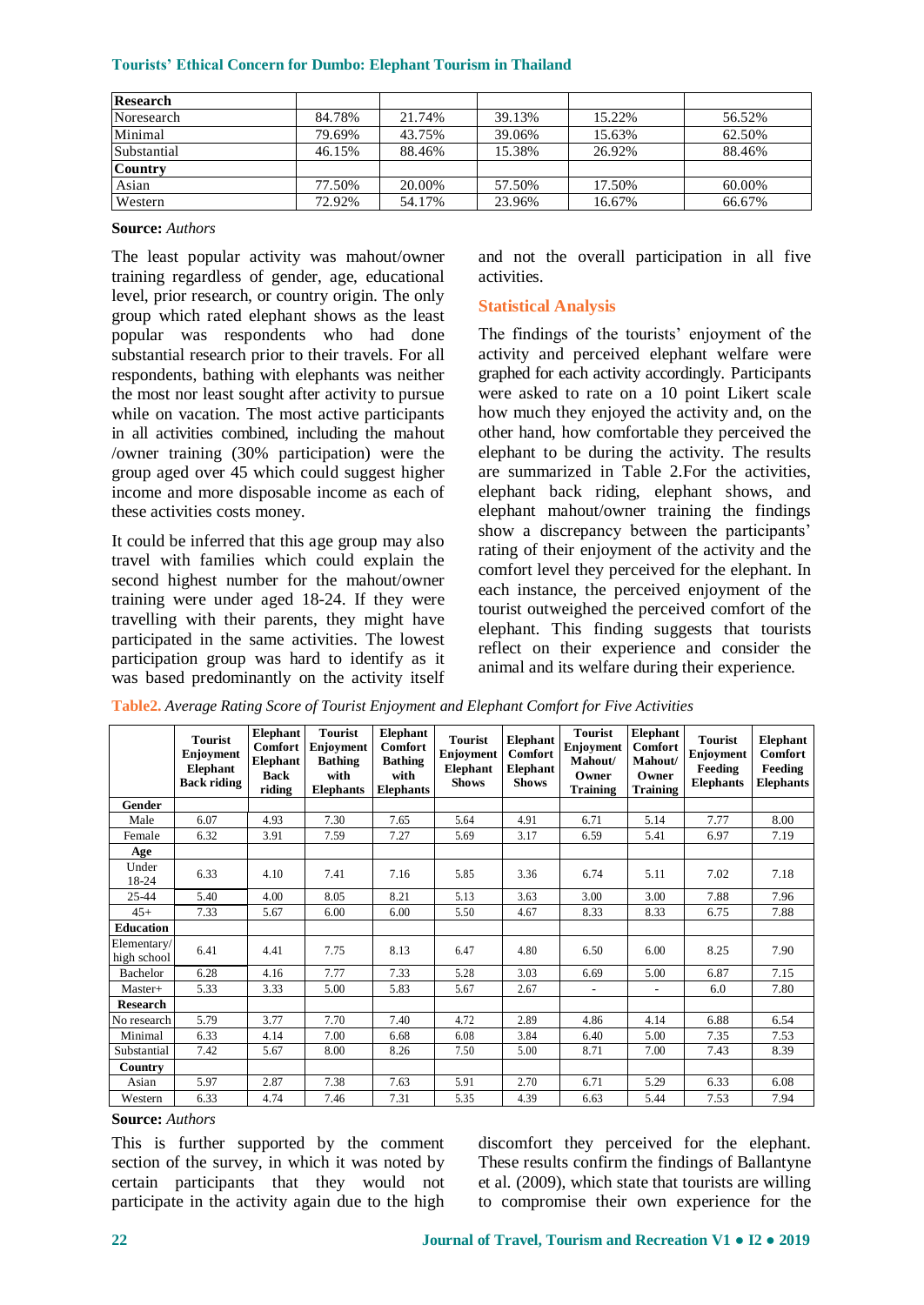| Research | | | | | |
|---|---|---|---|---|---|
| Noresearch | 84.78% | 21.74% | 39.13% | 15.22% | 56.52% |
| Minimal | 79.69% | 43.75% | 39.06% | 15.63% | 62.50% |
| Substantial | 46.15% | 88.46% | 15.38% | 26.92% | 88.46% |
| **Country** | | | | | |
| Asian | 77.50% | 20.00% | 57.50% | 17.50% | 60.00% |
| Western | 72.92% | 54.17% | 23.96% | 16.67% | 66.67% |

**Source:** *Authors*

The least popular activity was mahout/owner training regardless of gender, age, educational level, prior research, or country origin. The only group which rated elephant shows as the least popular was respondents who had done substantial research prior to their travels. For all respondents, bathing with elephants was neither the most nor least sought after activity to pursue while on vacation. The most active participants in all activities combined, including the mahout /owner training (30% participation) were the group aged over 45 which could suggest higher income and more disposable income as each of these activities costs money.

It could be inferred that this age group may also travel with families which could explain the second highest number for the mahout/owner training were under aged 18-24. If they were travelling with their parents, they might have participated in the same activities. The lowest participation group was hard to identify as it was based predominantly on the activity itself and not the overall participation in all five activities.

## Statistical Analysis

The findings of the tourists' enjoyment of the activity and perceived elephant welfare were graphed for each activity accordingly. Participants were asked to rate on a 10 point Likert scale how much they enjoyed the activity and, on the other hand, how comfortable they perceived the elephant to be during the activity. The results are summarized in Table 2.For the activities, elephant back riding, elephant shows, and elephant mahout/owner training the findings show a discrepancy between the participants' rating of their enjoyment of the activity and the comfort level they perceived for the elephant. In each instance, the perceived enjoyment of the tourist outweighed the perceived comfort of the elephant. This finding suggests that tourists reflect on their experience and consider the animal and its welfare during their experience.

**Table2.** *Average Rating Score of Tourist Enjoyment and Elephant Comfort for Five Activities*

| | Tourist Enjoyment Elephant Back riding | Elephant Comfort Elephant Back riding | Tourist Enjoyment Bathing with Elephants | Elephant Comfort Bathing with Elephants | Tourist Enjoyment Elephant Shows | Elephant Comfort Elephant Shows | Tourist Enjoyment Mahout/ Owner Training | Elephant Comfort Mahout/ Owner Training | Tourist Enjoyment Feeding Elephants | Elephant Comfort Feeding Elephants |
|---|---|---|---|---|---|---|---|---|---|---|
| **Gender** | | | | | | | | | | |
| Male | 6.07 | 4.93 | 7.30 | 7.65 | 5.64 | 4.91 | 6.71 | 5.14 | 7.77 | 8.00 |
| Female | 6.32 | 3.91 | 7.59 | 7.27 | 5.69 | 3.17 | 6.59 | 5.41 | 6.97 | 7.19 |
| **Age** | | | | | | | | | | |
| Under 18-24 | 6.33 | 4.10 | 7.41 | 7.16 | 5.85 | 3.36 | 6.74 | 5.11 | 7.02 | 7.18 |
| 25-44 | 5.40 | 4.00 | 8.05 | 8.21 | 5.13 | 3.63 | 3.00 | 3.00 | 7.88 | 7.96 |
| 45+ | 7.33 | 5.67 | 6.00 | 6.00 | 5.50 | 4.67 | 8.33 | 8.33 | 6.75 | 7.88 |
| **Education** | | | | | | | | | | |
| Elementary/ high school | 6.41 | 4.41 | 7.75 | 8.13 | 6.47 | 4.80 | 6.50 | 6.00 | 8.25 | 7.90 |
| Bachelor | 6.28 | 4.16 | 7.77 | 7.33 | 5.28 | 3.03 | 6.69 | 5.00 | 6.87 | 7.15 |
| Master+ | 5.33 | 3.33 | 5.00 | 5.83 | 5.67 | 2.67 | - | - | 6.0 | 7.80 |
| **Research** | | | | | | | | | | |
| No research | 5.79 | 3.77 | 7.70 | 7.40 | 4.72 | 2.89 | 4.86 | 4.14 | 6.88 | 6.54 |
| Minimal | 6.33 | 4.14 | 7.00 | 6.68 | 6.08 | 3.84 | 6.40 | 5.00 | 7.35 | 7.53 |
| Substantial | 7.42 | 5.67 | 8.00 | 8.26 | 7.50 | 5.00 | 8.71 | 7.00 | 7.43 | 8.39 |
| **Country** | | | | | | | | | | |
| Asian | 5.97 | 2.87 | 7.38 | 7.63 | 5.91 | 2.70 | 6.71 | 5.29 | 6.33 | 6.08 |
| Western | 6.33 | 4.74 | 7.46 | 7.31 | 5.35 | 4.39 | 6.63 | 5.44 | 7.53 | 7.94 |

**Source:** *Authors*

This is further supported by the comment section of the survey, in which it was noted by certain participants that they would not participate in the activity again due to the high discomfort they perceived for the elephant. These results confirm the findings of Ballantyne et al. (2009), which state that tourists are willing to compromise their own experience for the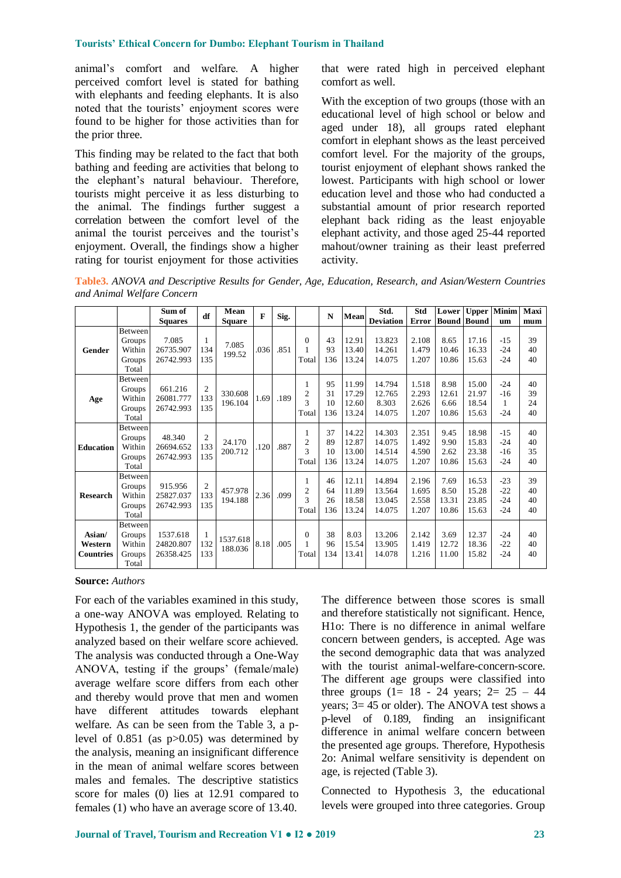animal's comfort and welfare. A higher perceived comfort level is stated for bathing with elephants and feeding elephants. It is also noted that the tourists' enjoyment scores were found to be higher for those activities than for the prior three.

This finding may be related to the fact that both bathing and feeding are activities that belong to the elephant's natural behaviour. Therefore, tourists might perceive it as less disturbing to the animal. The findings further suggest a correlation between the comfort level of the animal the tourist perceives and the tourist's enjoyment. Overall, the findings show a higher rating for tourist enjoyment for those activities that were rated high in perceived elephant comfort as well.

With the exception of two groups (those with an educational level of high school or below and aged under 18), all groups rated elephant comfort in elephant shows as the least perceived comfort level. For the majority of the groups, tourist enjoyment of elephant shows ranked the lowest. Participants with high school or lower education level and those who had conducted a substantial amount of prior research reported elephant back riding as the least enjoyable elephant activity, and those aged 25-44 reported mahout/owner training as their least preferred activity.

**Table3.** *ANOVA and Descriptive Results for Gender, Age, Education, Research, and Asian/Western Countries and Animal Welfare Concern*

| | | Sum of Squares | df | Mean Square | F | Sig. | | N | Mean | Std. Deviation | Std Error | Lower Bound | Upper Bound | Minimum | Maximum |
|---|---|---|---|---|---|---|---|---|---|---|---|---|---|---|---|
| **Gender** | Between Groups | 7.085 | 1 | 7.085 | .036 | .851 | 0 | 43 | 12.91 | 13.823 | 2.108 | 8.65 | 17.16 | -15 | 39 |
| | Within Groups | 26735.907 | 134 | 199.52 | | | 1 | 93 | 13.40 | 14.261 | 1.479 | 10.46 | 16.33 | -24 | 40 |
| | Total | 26742.993 | 135 | | | | Total | 136 | 13.24 | 14.075 | 1.207 | 10.86 | 15.63 | -24 | 40 |
| **Age** | Between Groups | 661.216 | 2 | 330.608 | 1.69 | .189 | 1 | 95 | 11.99 | 14.794 | 1.518 | 8.98 | 15.00 | -24 | 40 |
| | Within Groups | 26081.777 | 133 | 196.104 | | | 2 | 31 | 17.29 | 12.765 | 2.293 | 12.61 | 21.97 | -16 | 39 |
| | Total | 26742.993 | 135 | | | | 3 | 10 | 12.60 | 8.303 | 2.626 | 6.66 | 18.54 | 1 | 24 |
| | | | | | | | Total | 136 | 13.24 | 14.075 | 1.207 | 10.86 | 15.63 | -24 | 40 |
| **Education** | Between Groups | 48.340 | 2 | 24.170 | .120 | .887 | 1 | 37 | 14.22 | 14.303 | 2.351 | 9.45 | 18.98 | -15 | 40 |
| | Within Groups | 26694.652 | 133 | 200.712 | | | 2 | 89 | 12.87 | 14.075 | 1.492 | 9.90 | 15.83 | -24 | 40 |
| | Total | 26742.993 | 135 | | | | 3 | 10 | 13.00 | 14.514 | 4.590 | 2.62 | 23.38 | -16 | 35 |
| | | | | | | | Total | 136 | 13.24 | 14.075 | 1.207 | 10.86 | 15.63 | -24 | 40 |
| **Research** | Between Groups | 915.956 | 2 | 457.978 | 2.36 | .099 | 1 | 46 | 12.11 | 14.894 | 2.196 | 7.69 | 16.53 | -23 | 39 |
| | Within Groups | 25827.037 | 133 | 194.188 | | | 2 | 64 | 11.89 | 13.564 | 1.695 | 8.50 | 15.28 | -22 | 40 |
| | Total | 26742.993 | 135 | | | | 3 | 26 | 18.58 | 13.045 | 2.558 | 13.31 | 23.85 | -24 | 40 |
| | | | | | | | Total | 136 | 13.24 | 14.075 | 1.207 | 10.86 | 15.63 | -24 | 40 |
| **Asian/ Western Countries** | Between Groups | 1537.618 | 1 | 1537.618 | 8.18 | .005 | 0 | 38 | 8.03 | 13.206 | 2.142 | 3.69 | 12.37 | -24 | 40 |
| | Within Groups | 24820.807 | 132 | 188.036 | | | 1 | 96 | 15.54 | 13.905 | 1.419 | 12.72 | 18.36 | -22 | 40 |
| | Total | 26358.425 | 133 | | | | Total | 134 | 13.41 | 14.078 | 1.216 | 11.00 | 15.82 | -24 | 40 |

**Source:** *Authors*

For each of the variables examined in this study, a one-way ANOVA was employed. Relating to Hypothesis 1, the gender of the participants was analyzed based on their welfare score achieved. The analysis was conducted through a One-Way ANOVA, testing if the groups' (female/male) average welfare score differs from each other and thereby would prove that men and women have different attitudes towards elephant welfare. As can be seen from the Table 3, a p-level of 0.851 (as $p>0.05$) was determined by the analysis, meaning an insignificant difference in the mean of animal welfare scores between males and females. The descriptive statistics score for males (0) lies at 12.91 compared to females (1) who have an average score of 13.40. The difference between those scores is small and therefore statistically not significant. Hence, H1o: There is no difference in animal welfare concern between genders, is accepted. Age was the second demographic data that was analyzed with the tourist animal-welfare-concern-score. The different age groups were classified into three groups (1= 18 - 24 years; 2= 25 – 44 years; 3= 45 or older). The ANOVA test shows a p-level of 0.189, finding an insignificant difference in animal welfare concern between the presented age groups. Therefore, Hypothesis 2o: Animal welfare sensitivity is dependent on age, is rejected (Table 3).

Connected to Hypothesis 3, the educational levels were grouped into three categories. Group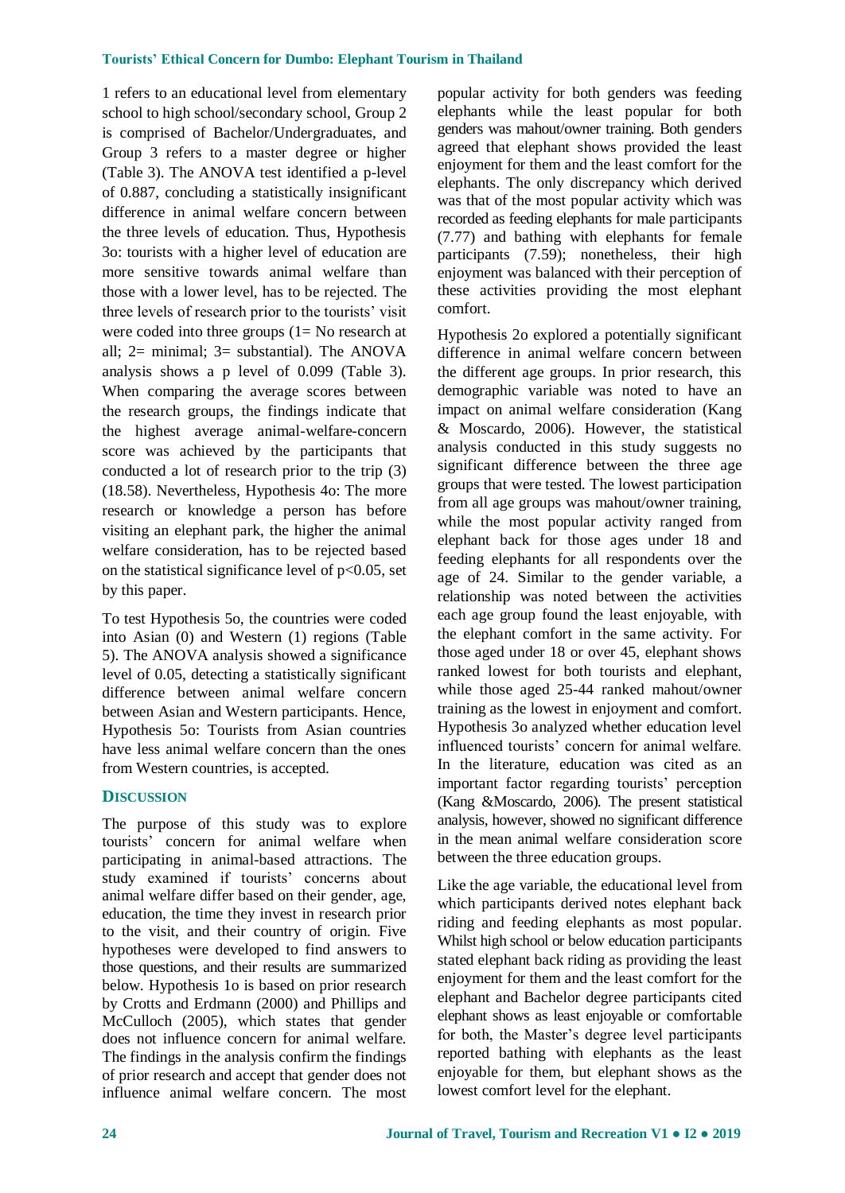1 refers to an educational level from elementary school to high school/secondary school, Group 2 is comprised of Bachelor/Undergraduates, and Group 3 refers to a master degree or higher (Table 3). The ANOVA test identified a p-level of 0.887, concluding a statistically insignificant difference in animal welfare concern between the three levels of education. Thus, Hypothesis 3o: tourists with a higher level of education are more sensitive towards animal welfare than those with a lower level, has to be rejected. The three levels of research prior to the tourists' visit were coded into three groups (1= No research at all; 2= minimal; 3= substantial). The ANOVA analysis shows a p level of 0.099 (Table 3). When comparing the average scores between the research groups, the findings indicate that the highest average animal-welfare-concern score was achieved by the participants that conducted a lot of research prior to the trip (3) (18.58). Nevertheless, Hypothesis 4o: The more research or knowledge a person has before visiting an elephant park, the higher the animal welfare consideration, has to be rejected based on the statistical significance level of $p<0.05$, set by this paper.

To test Hypothesis 5o, the countries were coded into Asian (0) and Western (1) regions (Table 5). The ANOVA analysis showed a significance level of 0.05, detecting a statistically significant difference between animal welfare concern between Asian and Western participants. Hence, Hypothesis 5o: Tourists from Asian countries have less animal welfare concern than the ones from Western countries, is accepted.

## DISCUSSION

The purpose of this study was to explore tourists' concern for animal welfare when participating in animal-based attractions. The study examined if tourists' concerns about animal welfare differ based on their gender, age, education, the time they invest in research prior to the visit, and their country of origin. Five hypotheses were developed to find answers to those questions, and their results are summarized below. Hypothesis 1o is based on prior research by Crotts and Erdmann (2000) and Phillips and McCulloch (2005), which states that gender does not influence concern for animal welfare. The findings in the analysis confirm the findings of prior research and accept that gender does not influence animal welfare concern. The most popular activity for both genders was feeding elephants while the least popular for both genders was mahout/owner training. Both genders agreed that elephant shows provided the least enjoyment for them and the least comfort for the elephants. The only discrepancy which derived was that of the most popular activity which was recorded as feeding elephants for male participants (7.77) and bathing with elephants for female participants (7.59); nonetheless, their high enjoyment was balanced with their perception of these activities providing the most elephant comfort.

Hypothesis 2o explored a potentially significant difference in animal welfare concern between the different age groups. In prior research, this demographic variable was noted to have an impact on animal welfare consideration (Kang & Moscardo, 2006). However, the statistical analysis conducted in this study suggests no significant difference between the three age groups that were tested. The lowest participation from all age groups was mahout/owner training, while the most popular activity ranged from elephant back for those ages under 18 and feeding elephants for all respondents over the age of 24. Similar to the gender variable, a relationship was noted between the activities each age group found the least enjoyable, with the elephant comfort in the same activity. For those aged under 18 or over 45, elephant shows ranked lowest for both tourists and elephant, while those aged 25-44 ranked mahout/owner training as the lowest in enjoyment and comfort. Hypothesis 3o analyzed whether education level influenced tourists' concern for animal welfare. In the literature, education was cited as an important factor regarding tourists' perception (Kang &Moscardo, 2006). The present statistical analysis, however, showed no significant difference in the mean animal welfare consideration score between the three education groups.

Like the age variable, the educational level from which participants derived notes elephant back riding and feeding elephants as most popular. Whilst high school or below education participants stated elephant back riding as providing the least enjoyment for them and the least comfort for the elephant and Bachelor degree participants cited elephant shows as least enjoyable or comfortable for both, the Master's degree level participants reported bathing with elephants as the least enjoyable for them, but elephant shows as the lowest comfort level for the elephant.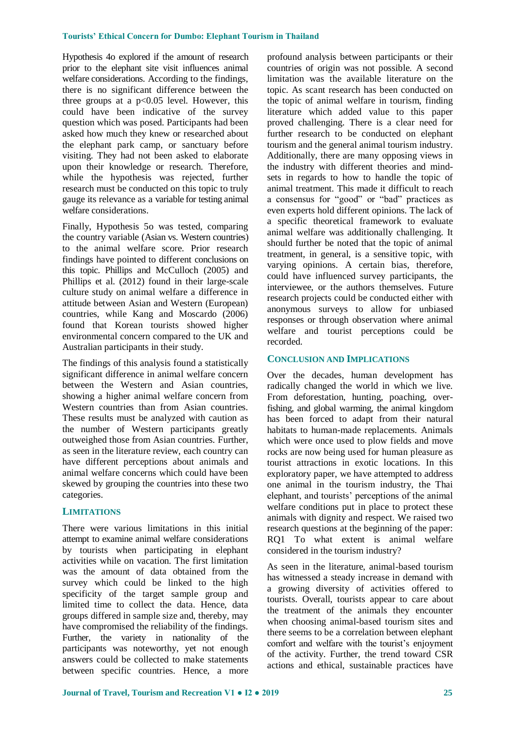Hypothesis 4o explored if the amount of research prior to the elephant site visit influences animal welfare considerations. According to the findings, there is no significant difference between the three groups at a $p<0.05$ level. However, this could have been indicative of the survey question which was posed. Participants had been asked how much they knew or researched about the elephant park camp, or sanctuary before visiting. They had not been asked to elaborate upon their knowledge or research. Therefore, while the hypothesis was rejected, further research must be conducted on this topic to truly gauge its relevance as a variable for testing animal welfare considerations.

Finally, Hypothesis 5o was tested, comparing the country variable (Asian vs. Western countries) to the animal welfare score. Prior research findings have pointed to different conclusions on this topic. Phillips and McCulloch (2005) and Phillips et al. (2012) found in their large-scale culture study on animal welfare a difference in attitude between Asian and Western (European) countries, while Kang and Moscardo (2006) found that Korean tourists showed higher environmental concern compared to the UK and Australian participants in their study.

The findings of this analysis found a statistically significant difference in animal welfare concern between the Western and Asian countries, showing a higher animal welfare concern from Western countries than from Asian countries. These results must be analyzed with caution as the number of Western participants greatly outweighed those from Asian countries. Further, as seen in the literature review, each country can have different perceptions about animals and animal welfare concerns which could have been skewed by grouping the countries into these two categories.

## LIMITATIONS

There were various limitations in this initial attempt to examine animal welfare considerations by tourists when participating in elephant activities while on vacation. The first limitation was the amount of data obtained from the survey which could be linked to the high specificity of the target sample group and limited time to collect the data. Hence, data groups differed in sample size and, thereby, may have compromised the reliability of the findings. Further, the variety in nationality of the participants was noteworthy, yet not enough answers could be collected to make statements between specific countries. Hence, a more profound analysis between participants or their countries of origin was not possible. A second limitation was the available literature on the topic. As scant research has been conducted on the topic of animal welfare in tourism, finding literature which added value to this paper proved challenging. There is a clear need for further research to be conducted on elephant tourism and the general animal tourism industry. Additionally, there are many opposing views in the industry with different theories and mind-sets in regards to how to handle the topic of animal treatment. This made it difficult to reach a consensus for "good" or "bad" practices as even experts hold different opinions. The lack of a specific theoretical framework to evaluate animal welfare was additionally challenging. It should further be noted that the topic of animal treatment, in general, is a sensitive topic, with varying opinions. A certain bias, therefore, could have influenced survey participants, the interviewee, or the authors themselves. Future research projects could be conducted either with anonymous surveys to allow for unbiased responses or through observation where animal welfare and tourist perceptions could be recorded.

## CONCLUSION AND IMPLICATIONS

Over the decades, human development has radically changed the world in which we live. From deforestation, hunting, poaching, over-fishing, and global warming, the animal kingdom has been forced to adapt from their natural habitats to human-made replacements. Animals which were once used to plow fields and move rocks are now being used for human pleasure as tourist attractions in exotic locations. In this exploratory paper, we have attempted to address one animal in the tourism industry, the Thai elephant, and tourists' perceptions of the animal welfare conditions put in place to protect these animals with dignity and respect. We raised two research questions at the beginning of the paper: RQ1 To what extent is animal welfare considered in the tourism industry?

As seen in the literature, animal-based tourism has witnessed a steady increase in demand with a growing diversity of activities offered to tourists. Overall, tourists appear to care about the treatment of the animals they encounter when choosing animal-based tourism sites and there seems to be a correlation between elephant comfort and welfare with the tourist's enjoyment of the activity. Further, the trend toward CSR actions and ethical, sustainable practices have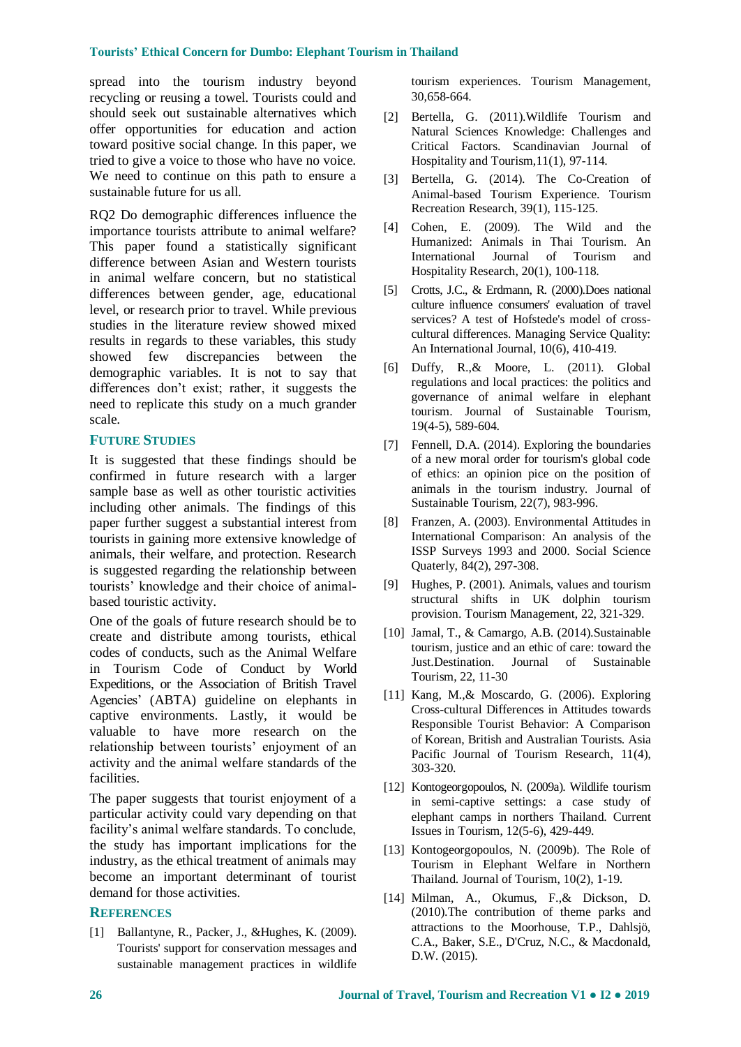spread into the tourism industry beyond recycling or reusing a towel. Tourists could and should seek out sustainable alternatives which offer opportunities for education and action toward positive social change. In this paper, we tried to give a voice to those who have no voice. We need to continue on this path to ensure a sustainable future for us all.

RQ2 Do demographic differences influence the importance tourists attribute to animal welfare? This paper found a statistically significant difference between Asian and Western tourists in animal welfare concern, but no statistical differences between gender, age, educational level, or research prior to travel. While previous studies in the literature review showed mixed results in regards to these variables, this study showed few discrepancies between the demographic variables. It is not to say that differences don't exist; rather, it suggests the need to replicate this study on a much grander scale.

## Future Studies

It is suggested that these findings should be confirmed in future research with a larger sample base as well as other touristic activities including other animals. The findings of this paper further suggest a substantial interest from tourists in gaining more extensive knowledge of animals, their welfare, and protection. Research is suggested regarding the relationship between tourists' knowledge and their choice of animal-based touristic activity.

One of the goals of future research should be to create and distribute among tourists, ethical codes of conducts, such as the Animal Welfare in Tourism Code of Conduct by World Expeditions, or the Association of British Travel Agencies' (ABTA) guideline on elephants in captive environments. Lastly, it would be valuable to have more research on the relationship between tourists' enjoyment of an activity and the animal welfare standards of the facilities.

The paper suggests that tourist enjoyment of a particular activity could vary depending on that facility's animal welfare standards. To conclude, the study has important implications for the industry, as the ethical treatment of animals may become an important determinant of tourist demand for those activities.

## References

[1] Ballantyne, R., Packer, J., &Hughes, K. (2009). Tourists' support for conservation messages and sustainable management practices in wildlife tourism experiences. Tourism Management, 30,658-664.

[2] Bertella, G. (2011).Wildlife Tourism and Natural Sciences Knowledge: Challenges and Critical Factors. Scandinavian Journal of Hospitality and Tourism,11(1), 97-114.

[3] Bertella, G. (2014). The Co-Creation of Animal-based Tourism Experience. Tourism Recreation Research, 39(1), 115-125.

[4] Cohen, E. (2009). The Wild and the Humanized: Animals in Thai Tourism. An International Journal of Tourism and Hospitality Research, 20(1), 100-118.

[5] Crotts, J.C., & Erdmann, R. (2000).Does national culture influence consumers' evaluation of travel services? A test of Hofstede's model of cross-cultural differences. Managing Service Quality: An International Journal, 10(6), 410-419.

[6] Duffy, R.,& Moore, L. (2011). Global regulations and local practices: the politics and governance of animal welfare in elephant tourism. Journal of Sustainable Tourism, 19(4-5), 589-604.

[7] Fennell, D.A. (2014). Exploring the boundaries of a new moral order for tourism's global code of ethics: an opinion piece on the position of animals in the tourism industry. Journal of Sustainable Tourism, 22(7), 983-996.

[8] Franzen, A. (2003). Environmental Attitudes in International Comparison: An analysis of the ISSP Surveys 1993 and 2000. Social Science Quaterly, 84(2), 297-308.

[9] Hughes, P. (2001). Animals, values and tourism structural shifts in UK dolphin tourism provision. Tourism Management, 22, 321-329.

[10] Jamal, T., & Camargo, A.B. (2014).Sustainable tourism, justice and an ethic of care: toward the Just.Destination. Journal of Sustainable Tourism, 22, 11-30

[11] Kang, M.,& Moscardo, G. (2006). Exploring Cross-cultural Differences in Attitudes towards Responsible Tourist Behavior: A Comparison of Korean, British and Australian Tourists. Asia Pacific Journal of Tourism Research, 11(4), 303-320.

[12] Kontogeorgopoulos, N. (2009a). Wildlife tourism in semi-captive settings: a case study of elephant camps in northers Thailand. Current Issues in Tourism, 12(5-6), 429-449.

[13] Kontogeorgopoulos, N. (2009b). The Role of Tourism in Elephant Welfare in Northern Thailand. Journal of Tourism, 10(2), 1-19.

[14] Milman, A., Okumus, F.,& Dickson, D. (2010).The contribution of theme parks and attractions to the Moorhouse, T.P., Dahlsjö, C.A., Baker, S.E., D'Cruz, N.C., & Macdonald, D.W. (2015).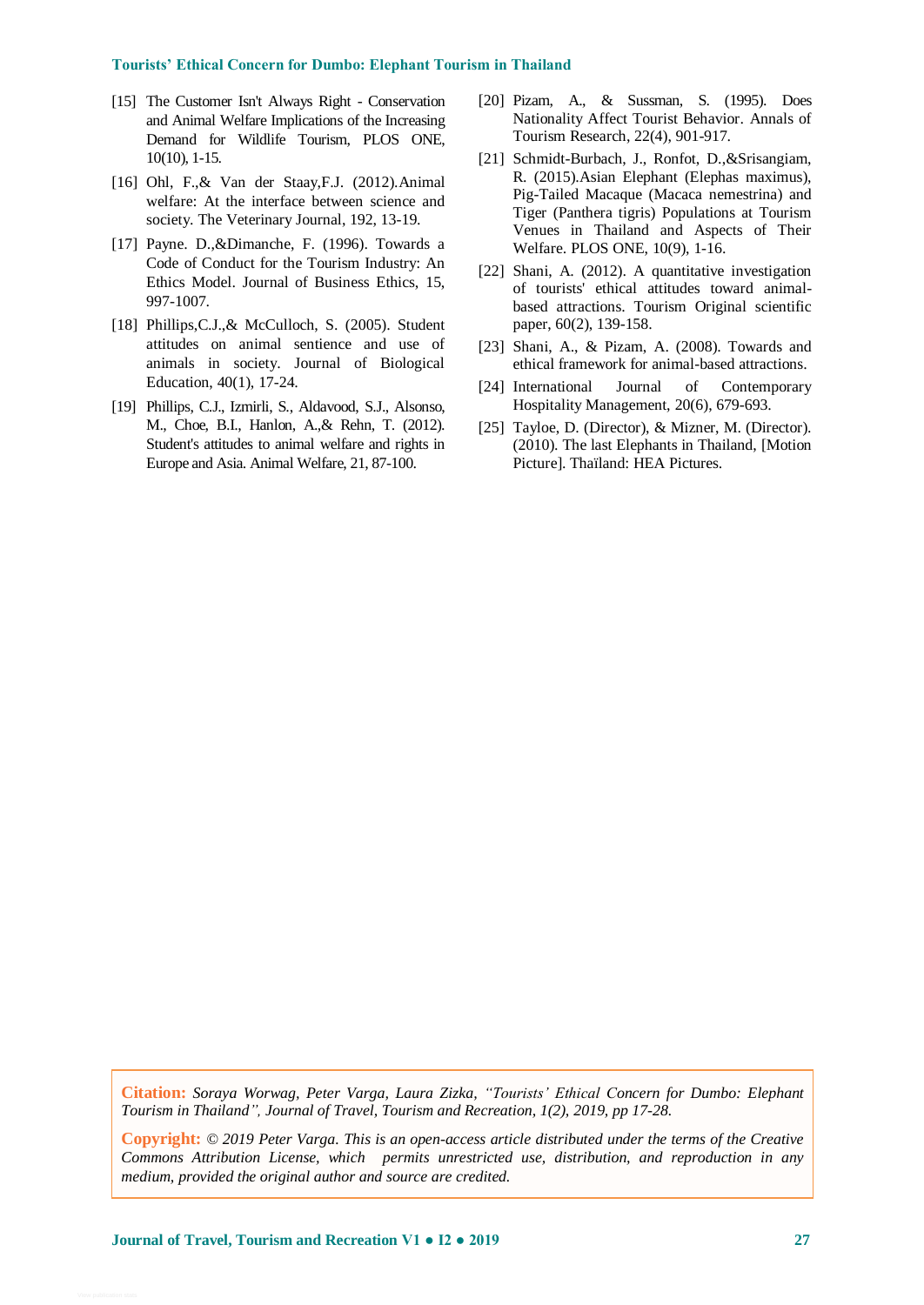[15] The Customer Isn't Always Right - Conservation and Animal Welfare Implications of the Increasing Demand for Wildlife Tourism, PLOS ONE, 10(10), 1-15.

[16] Ohl, F.,& Van der Staay,F.J. (2012).Animal welfare: At the interface between science and society. The Veterinary Journal, 192, 13-19.

[17] Payne. D.,&Dimanche, F. (1996). Towards a Code of Conduct for the Tourism Industry: An Ethics Model. Journal of Business Ethics, 15, 997-1007.

[18] Phillips,C.J.,& McCulloch, S. (2005). Student attitudes on animal sentience and use of animals in society. Journal of Biological Education, 40(1), 17-24.

[19] Phillips, C.J., Izmirli, S., Aldavood, S.J., Alsonso, M., Choe, B.I., Hanlon, A.,& Rehn, T. (2012). Student's attitudes to animal welfare and rights in Europe and Asia. Animal Welfare, 21, 87-100.

[20] Pizam, A., & Sussman, S. (1995). Does Nationality Affect Tourist Behavior. Annals of Tourism Research, 22(4), 901-917.

[21] Schmidt-Burbach, J., Ronfot, D.,&Srisangiam, R. (2015).Asian Elephant (Elephas maximus), Pig-Tailed Macaque (Macaca nemestrina) and Tiger (Panthera tigris) Populations at Tourism Venues in Thailand and Aspects of Their Welfare. PLOS ONE, 10(9), 1-16.

[22] Shani, A. (2012). A quantitative investigation of tourists' ethical attitudes toward animal-based attractions. Tourism Original scientific paper, 60(2), 139-158.

[23] Shani, A., & Pizam, A. (2008). Towards and ethical framework for animal-based attractions.

[24] International Journal of Contemporary Hospitality Management, 20(6), 679-693.

[25] Tayloe, D. (Director), & Mizner, M. (Director). (2010). The last Elephants in Thailand, [Motion Picture]. Thaïland: HEA Pictures.

**Citation:** *Soraya Worwag, Peter Varga, Laura Zizka, "Tourists' Ethical Concern for Dumbo: Elephant Tourism in Thailand", Journal of Travel, Tourism and Recreation, 1(2), 2019, pp 17-28.*

**Copyright:** *© 2019 Peter Varga. This is an open-access article distributed under the terms of the Creative Commons Attribution License, which permits unrestricted use, distribution, and reproduction in any medium, provided the original author and source are credited.*